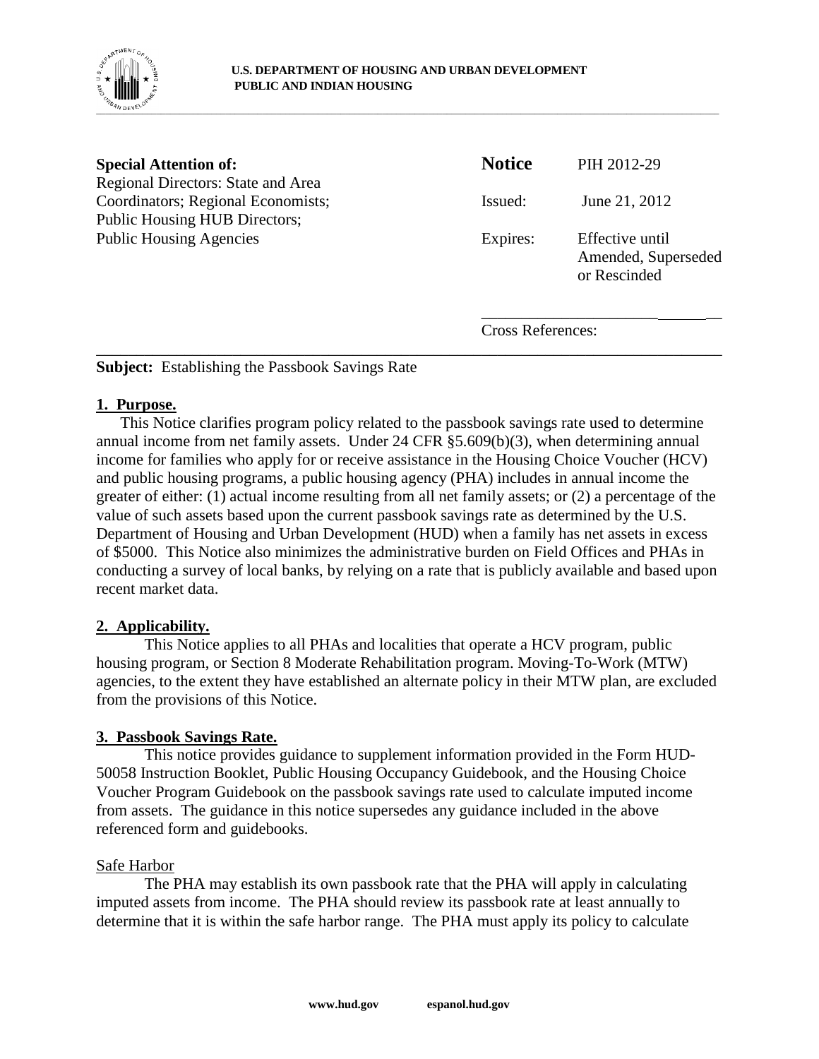**U.S. DEPARTMENT OF HOUSING AND URBAN DEVELOPMENT**
**PUBLIC AND INDIAN HOUSING**

| **Special Attention of:** | **Notice** | PIH 2012-29 |
|---|---|---|
| Regional Directors: State and Area Coordinators; Regional Economists; Public Housing HUB Directors; Public Housing Agencies | Issued: | June 21, 2012 |
| | Expires: | Effective until Amended, Superseded or Rescinded |
| | Cross References: | |

**Subject:** Establishing the Passbook Savings Rate

## 1. Purpose.

This Notice clarifies program policy related to the passbook savings rate used to determine annual income from net family assets. Under 24 CFR §5.609(b)(3), when determining annual income for families who apply for or receive assistance in the Housing Choice Voucher (HCV) and public housing programs, a public housing agency (PHA) includes in annual income the greater of either: (1) actual income resulting from all net family assets; or (2) a percentage of the value of such assets based upon the current passbook savings rate as determined by the U.S. Department of Housing and Urban Development (HUD) when a family has net assets in excess of $5000. This Notice also minimizes the administrative burden on Field Offices and PHAs in conducting a survey of local banks, by relying on a rate that is publicly available and based upon recent market data.

## 2. Applicability.

This Notice applies to all PHAs and localities that operate a HCV program, public housing program, or Section 8 Moderate Rehabilitation program. Moving-To-Work (MTW) agencies, to the extent they have established an alternate policy in their MTW plan, are excluded from the provisions of this Notice.

## 3. Passbook Savings Rate.

This notice provides guidance to supplement information provided in the Form HUD-50058 Instruction Booklet, Public Housing Occupancy Guidebook, and the Housing Choice Voucher Program Guidebook on the passbook savings rate used to calculate imputed income from assets. The guidance in this notice supersedes any guidance included in the above referenced form and guidebooks.

### Safe Harbor

The PHA may establish its own passbook rate that the PHA will apply in calculating imputed assets from income. The PHA should review its passbook rate at least annually to determine that it is within the safe harbor range. The PHA must apply its policy to calculate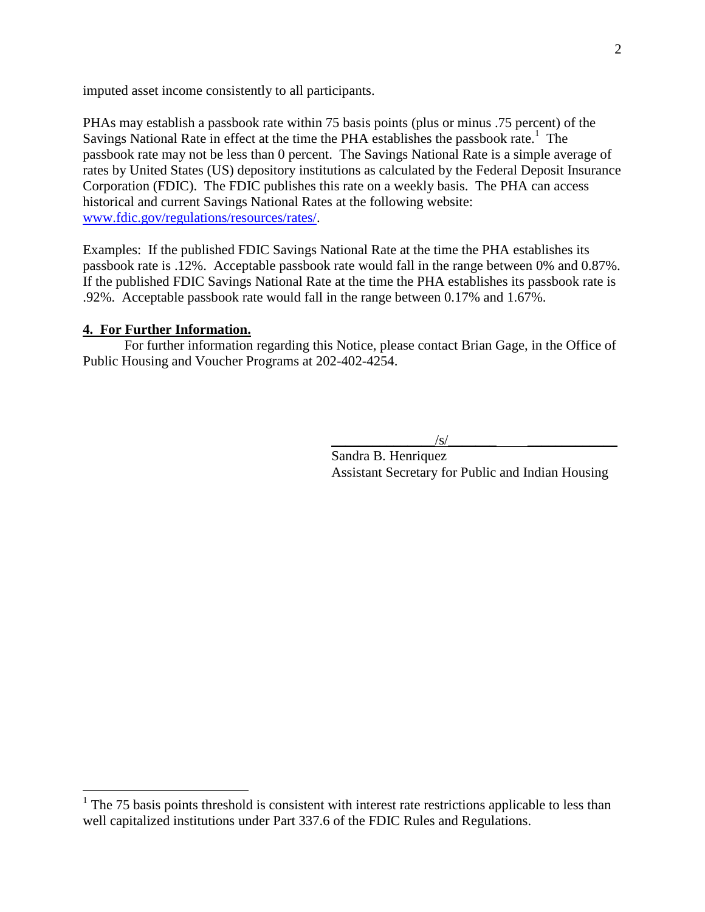imputed asset income consistently to all participants.

PHAs may establish a passbook rate within 75 basis points (plus or minus .75 percent) of the Savings National Rate in effect at the time the PHA establishes the passbook rate.[1] The passbook rate may not be less than 0 percent. The Savings National Rate is a simple average of rates by United States (US) depository institutions as calculated by the Federal Deposit Insurance Corporation (FDIC). The FDIC publishes this rate on a weekly basis. The PHA can access historical and current Savings National Rates at the following website: [www.fdic.gov/regulations/resources/rates/](http://www.fdic.gov/regulations/resources/rates/).

Examples: If the published FDIC Savings National Rate at the time the PHA establishes its passbook rate is .12%. Acceptable passbook rate would fall in the range between 0% and 0.87%. If the published FDIC Savings National Rate at the time the PHA establishes its passbook rate is .92%. Acceptable passbook rate would fall in the range between 0.17% and 1.67%.

**4. For Further Information.**

For further information regarding this Notice, please contact Brian Gage, in the Office of Public Housing and Voucher Programs at 202-402-4254.

/s/

Sandra B. Henriquez
Assistant Secretary for Public and Indian Housing

---

[1] The 75 basis points threshold is consistent with interest rate restrictions applicable to less than well capitalized institutions under Part 337.6 of the FDIC Rules and Regulations.